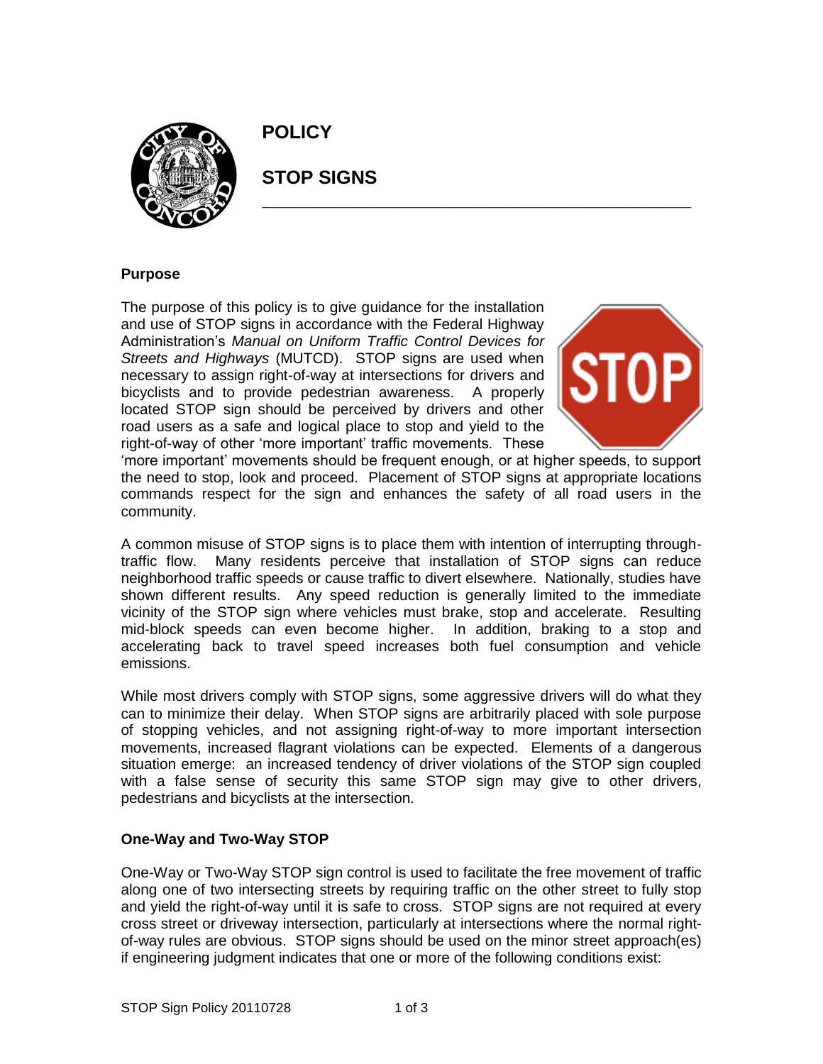# POLICY

# STOP SIGNS

## Purpose

The purpose of this policy is to give guidance for the installation and use of STOP signs in accordance with the Federal Highway Administration's *Manual on Uniform Traffic Control Devices for Streets and Highways* (MUTCD). STOP signs are used when necessary to assign right-of-way at intersections for drivers and bicyclists and to provide pedestrian awareness. A properly located STOP sign should be perceived by drivers and other road users as a safe and logical place to stop and yield to the right-of-way of other 'more important' traffic movements. These 'more important' movements should be frequent enough, or at higher speeds, to support the need to stop, look and proceed. Placement of STOP signs at appropriate locations commands respect for the sign and enhances the safety of all road users in the community.

A common misuse of STOP signs is to place them with intention of interrupting through-traffic flow. Many residents perceive that installation of STOP signs can reduce neighborhood traffic speeds or cause traffic to divert elsewhere. Nationally, studies have shown different results. Any speed reduction is generally limited to the immediate vicinity of the STOP sign where vehicles must brake, stop and accelerate. Resulting mid-block speeds can even become higher. In addition, braking to a stop and accelerating back to travel speed increases both fuel consumption and vehicle emissions.

While most drivers comply with STOP signs, some aggressive drivers will do what they can to minimize their delay. When STOP signs are arbitrarily placed with sole purpose of stopping vehicles, and not assigning right-of-way to more important intersection movements, increased flagrant violations can be expected. Elements of a dangerous situation emerge: an increased tendency of driver violations of the STOP sign coupled with a false sense of security this same STOP sign may give to other drivers, pedestrians and bicyclists at the intersection.

## One-Way and Two-Way STOP

One-Way or Two-Way STOP sign control is used to facilitate the free movement of traffic along one of two intersecting streets by requiring traffic on the other street to fully stop and yield the right-of-way until it is safe to cross. STOP signs are not required at every cross street or driveway intersection, particularly at intersections where the normal right-of-way rules are obvious. STOP signs should be used on the minor street approach(es) if engineering judgment indicates that one or more of the following conditions exist: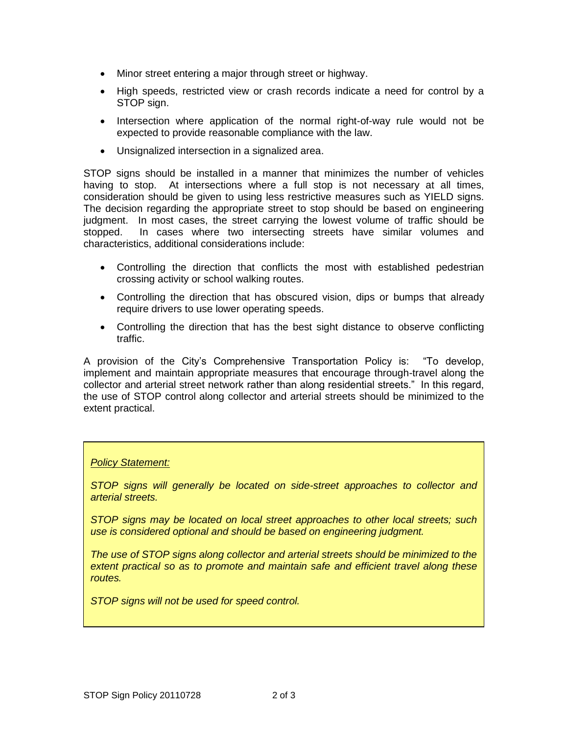- Minor street entering a major through street or highway.
- High speeds, restricted view or crash records indicate a need for control by a STOP sign.
- Intersection where application of the normal right-of-way rule would not be expected to provide reasonable compliance with the law.
- Unsignalized intersection in a signalized area.

STOP signs should be installed in a manner that minimizes the number of vehicles having to stop. At intersections where a full stop is not necessary at all times, consideration should be given to using less restrictive measures such as YIELD signs. The decision regarding the appropriate street to stop should be based on engineering judgment. In most cases, the street carrying the lowest volume of traffic should be stopped. In cases where two intersecting streets have similar volumes and characteristics, additional considerations include:

- Controlling the direction that conflicts the most with established pedestrian crossing activity or school walking routes.
- Controlling the direction that has obscured vision, dips or bumps that already require drivers to use lower operating speeds.
- Controlling the direction that has the best sight distance to observe conflicting traffic.

A provision of the City's Comprehensive Transportation Policy is: "To develop, implement and maintain appropriate measures that encourage through-travel along the collector and arterial street network rather than along residential streets." In this regard, the use of STOP control along collector and arterial streets should be minimized to the extent practical.

> *<u>Policy Statement:</u>*
>
> *STOP signs will generally be located on side-street approaches to collector and arterial streets.*
>
> *STOP signs may be located on local street approaches to other local streets; such use is considered optional and should be based on engineering judgment.*
>
> *The use of STOP signs along collector and arterial streets should be minimized to the extent practical so as to promote and maintain safe and efficient travel along these routes.*
>
> *STOP signs will not be used for speed control.*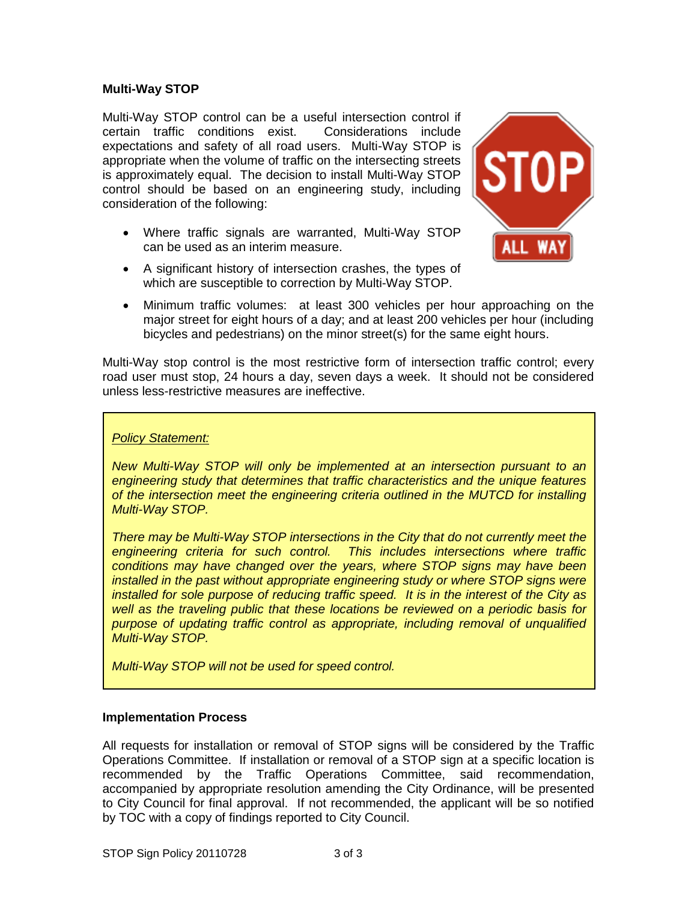**Multi-Way STOP**

Multi-Way STOP control can be a useful intersection control if certain traffic conditions exist. Considerations include expectations and safety of all road users. Multi-Way STOP is appropriate when the volume of traffic on the intersecting streets is approximately equal. The decision to install Multi-Way STOP control should be based on an engineering study, including consideration of the following:

- Where traffic signals are warranted, Multi-Way STOP can be used as an interim measure.
- A significant history of intersection crashes, the types of which are susceptible to correction by Multi-Way STOP.
- Minimum traffic volumes: at least 300 vehicles per hour approaching on the major street for eight hours of a day; and at least 200 vehicles per hour (including bicycles and pedestrians) on the minor street(s) for the same eight hours.

Multi-Way stop control is the most restrictive form of intersection traffic control; every road user must stop, 24 hours a day, seven days a week. It should not be considered unless less-restrictive measures are ineffective.

*Policy Statement:*

*New Multi-Way STOP will only be implemented at an intersection pursuant to an engineering study that determines that traffic characteristics and the unique features of the intersection meet the engineering criteria outlined in the MUTCD for installing Multi-Way STOP.*

*There may be Multi-Way STOP intersections in the City that do not currently meet the engineering criteria for such control. This includes intersections where traffic conditions may have changed over the years, where STOP signs may have been installed in the past without appropriate engineering study or where STOP signs were installed for sole purpose of reducing traffic speed. It is in the interest of the City as well as the traveling public that these locations be reviewed on a periodic basis for purpose of updating traffic control as appropriate, including removal of unqualified Multi-Way STOP.*

*Multi-Way STOP will not be used for speed control.*

**Implementation Process**

All requests for installation or removal of STOP signs will be considered by the Traffic Operations Committee. If installation or removal of a STOP sign at a specific location is recommended by the Traffic Operations Committee, said recommendation, accompanied by appropriate resolution amending the City Ordinance, will be presented to City Council for final approval. If not recommended, the applicant will be so notified by TOC with a copy of findings reported to City Council.